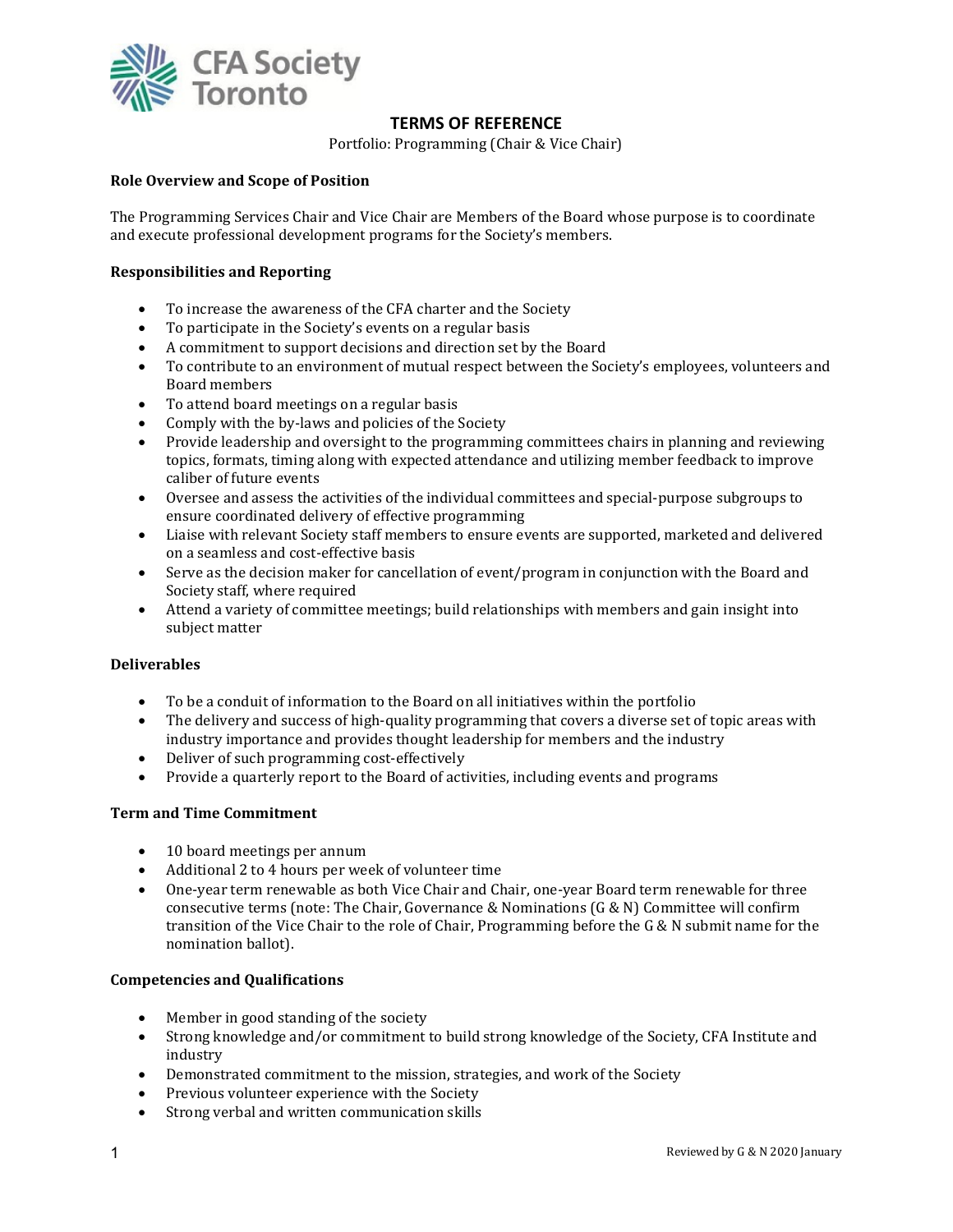CFA Society Toronto

# TERMS OF REFERENCE

Portfolio: Programming (Chair & Vice Chair)

**Role Overview and Scope of Position**

The Programming Services Chair and Vice Chair are Members of the Board whose purpose is to coordinate and execute professional development programs for the Society's members.

**Responsibilities and Reporting**

- To increase the awareness of the CFA charter and the Society
- To participate in the Society's events on a regular basis
- A commitment to support decisions and direction set by the Board
- To contribute to an environment of mutual respect between the Society's employees, volunteers and Board members
- To attend board meetings on a regular basis
- Comply with the by-laws and policies of the Society
- Provide leadership and oversight to the programming committees chairs in planning and reviewing topics, formats, timing along with expected attendance and utilizing member feedback to improve caliber of future events
- Oversee and assess the activities of the individual committees and special-purpose subgroups to ensure coordinated delivery of effective programming
- Liaise with relevant Society staff members to ensure events are supported, marketed and delivered on a seamless and cost-effective basis
- Serve as the decision maker for cancellation of event/program in conjunction with the Board and Society staff, where required
- Attend a variety of committee meetings; build relationships with members and gain insight into subject matter

**Deliverables**

- To be a conduit of information to the Board on all initiatives within the portfolio
- The delivery and success of high-quality programming that covers a diverse set of topic areas with industry importance and provides thought leadership for members and the industry
- Deliver of such programming cost-effectively
- Provide a quarterly report to the Board of activities, including events and programs

**Term and Time Commitment**

- 10 board meetings per annum
- Additional 2 to 4 hours per week of volunteer time
- One-year term renewable as both Vice Chair and Chair, one-year Board term renewable for three consecutive terms (note: The Chair, Governance & Nominations (G & N) Committee will confirm transition of the Vice Chair to the role of Chair, Programming before the G & N submit name for the nomination ballot).

**Competencies and Qualifications**

- Member in good standing of the society
- Strong knowledge and/or commitment to build strong knowledge of the Society, CFA Institute and industry
- Demonstrated commitment to the mission, strategies, and work of the Society
- Previous volunteer experience with the Society
- Strong verbal and written communication skills

Reviewed by G & N 2020 January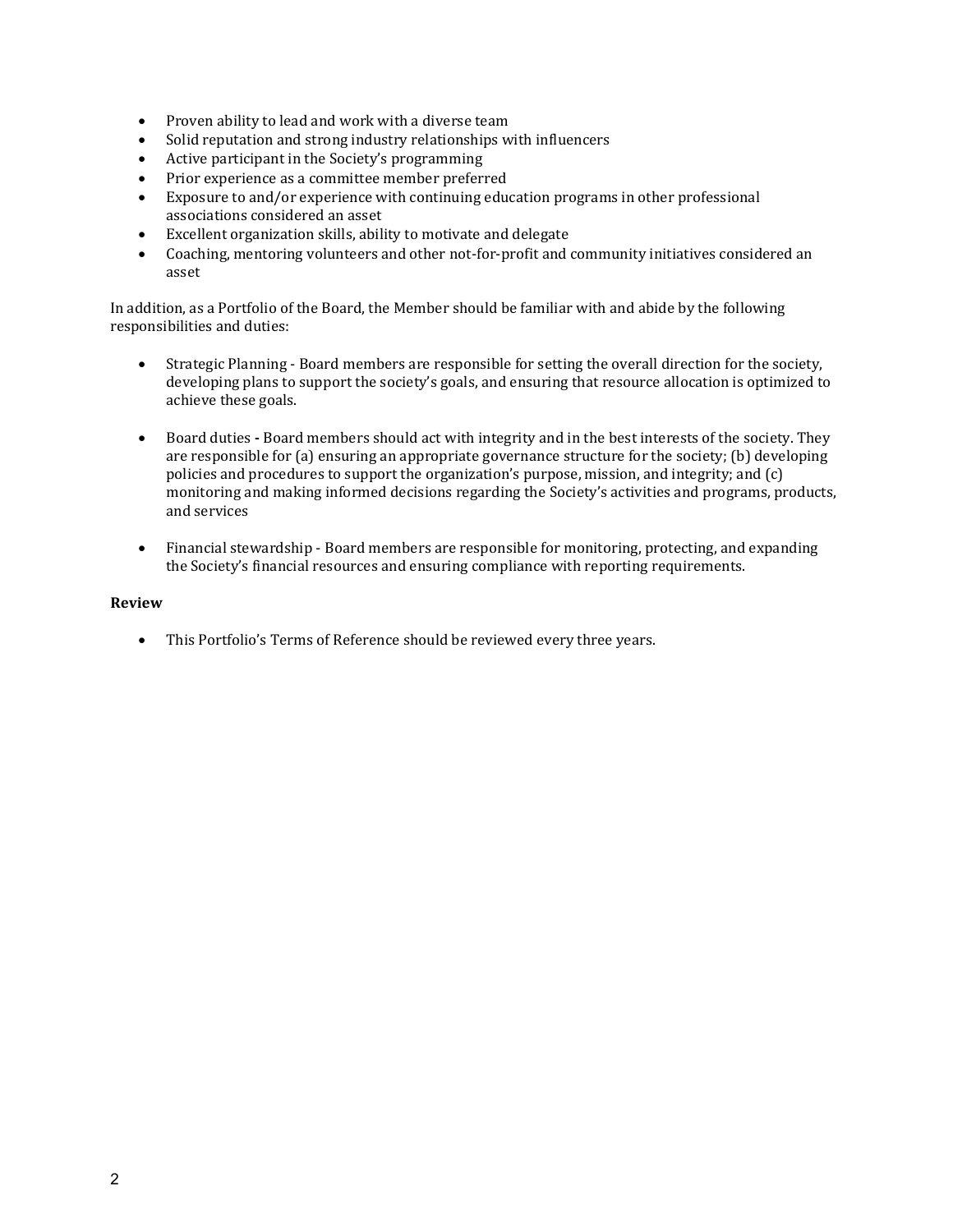- Proven ability to lead and work with a diverse team
- Solid reputation and strong industry relationships with influencers
- Active participant in the Society's programming
- Prior experience as a committee member preferred
- Exposure to and/or experience with continuing education programs in other professional associations considered an asset
- Excellent organization skills, ability to motivate and delegate
- Coaching, mentoring volunteers and other not-for-profit and community initiatives considered an asset

In addition, as a Portfolio of the Board, the Member should be familiar with and abide by the following responsibilities and duties:

- Strategic Planning - Board members are responsible for setting the overall direction for the society, developing plans to support the society's goals, and ensuring that resource allocation is optimized to achieve these goals.

- Board duties **-** Board members should act with integrity and in the best interests of the society. They are responsible for (a) ensuring an appropriate governance structure for the society; (b) developing policies and procedures to support the organization's purpose, mission, and integrity; and (c) monitoring and making informed decisions regarding the Society's activities and programs, products, and services

- Financial stewardship - Board members are responsible for monitoring, protecting, and expanding the Society's financial resources and ensuring compliance with reporting requirements.

**Review**

- This Portfolio's Terms of Reference should be reviewed every three years.